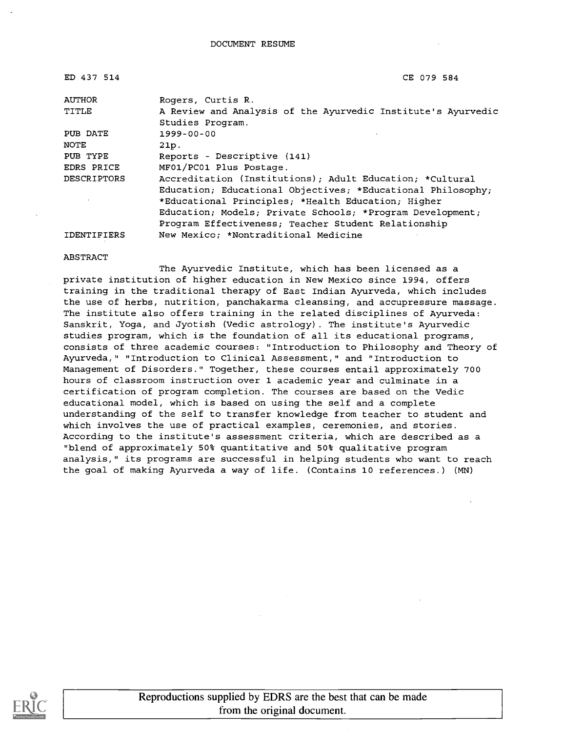DOCUMENT RESUME

| | |
|---|---|
| ED 437 514 | CE 079 584 |
| AUTHOR | Rogers, Curtis R. |
| TITLE | A Review and Analysis of the Ayurvedic Institute's Ayurvedic Studies Program. |
| PUB DATE | 1999-00-00 |
| NOTE | 21p. |
| PUB TYPE | Reports - Descriptive (141) |
| EDRS PRICE | MF01/PC01 Plus Postage. |
| DESCRIPTORS | Accreditation (Institutions); Adult Education; *Cultural Education; Educational Objectives; *Educational Philosophy; *Educational Principles; *Health Education; Higher Education; Models; Private Schools; *Program Development; Program Effectiveness; Teacher Student Relationship |
| IDENTIFIERS | New Mexico; *Nontraditional Medicine |

ABSTRACT

The Ayurvedic Institute, which has been licensed as a private institution of higher education in New Mexico since 1994, offers training in the traditional therapy of East Indian Ayurveda, which includes the use of herbs, nutrition, panchakarma cleansing, and accupressure massage. The institute also offers training in the related disciplines of Ayurveda: Sanskrit, Yoga, and Jyotish (Vedic astrology). The institute's Ayurvedic studies program, which is the foundation of all its educational programs, consists of three academic courses: "Introduction to Philosophy and Theory of Ayurveda," "Introduction to Clinical Assessment," and "Introduction to Management of Disorders." Together, these courses entail approximately 700 hours of classroom instruction over 1 academic year and culminate in a certification of program completion. The courses are based on the Vedic educational model, which is based on using the self and a complete understanding of the self to transfer knowledge from teacher to student and which involves the use of practical examples, ceremonies, and stories. According to the institute's assessment criteria, which are described as a "blend of approximately 50% quantitative and 50% qualitative program analysis," its programs are successful in helping students who want to reach the goal of making Ayurveda a way of life. (Contains 10 references.) (MN)

Reproductions supplied by EDRS are the best that can be made from the original document.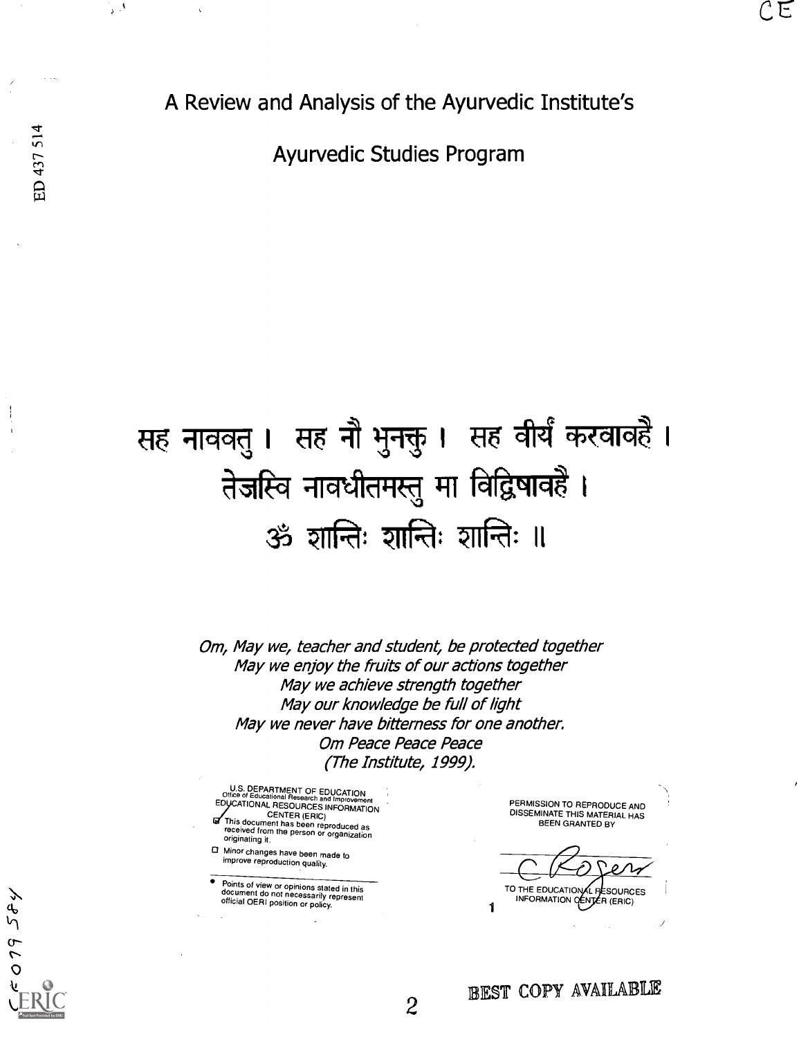# A Review and Analysis of the Ayurvedic Institute's Ayurvedic Studies Program

सह नाववतु । सह नौ भुनक्तु । सह वीर्यं करवावहै ।
तेजस्वि नावधीतमस्तु मा विद्विषावहै ।
ॐ शान्तिः शान्तिः शान्तिः ॥

*Om, May we, teacher and student, be protected together*
*May we enjoy the fruits of our actions together*
*May we achieve strength together*
*May our knowledge be full of light*
*May we never have bitterness for one another.*
*Om Peace Peace Peace*
*(The Institute, 1999).*

U.S. DEPARTMENT OF EDUCATION
Office of Educational Research and Improvement
EDUCATIONAL RESOURCES INFORMATION CENTER (ERIC)

- ☑ This document has been reproduced as received from the person or organization originating it.
- ☐ Minor changes have been made to improve reproduction quality.
- Points of view or opinions stated in this document do not necessarily represent official OERI position or policy.

PERMISSION TO REPRODUCE AND DISSEMINATE THIS MATERIAL HAS BEEN GRANTED BY

C Rogers

TO THE EDUCATIONAL RESOURCES INFORMATION CENTER (ERIC)

BEST COPY AVAILABLE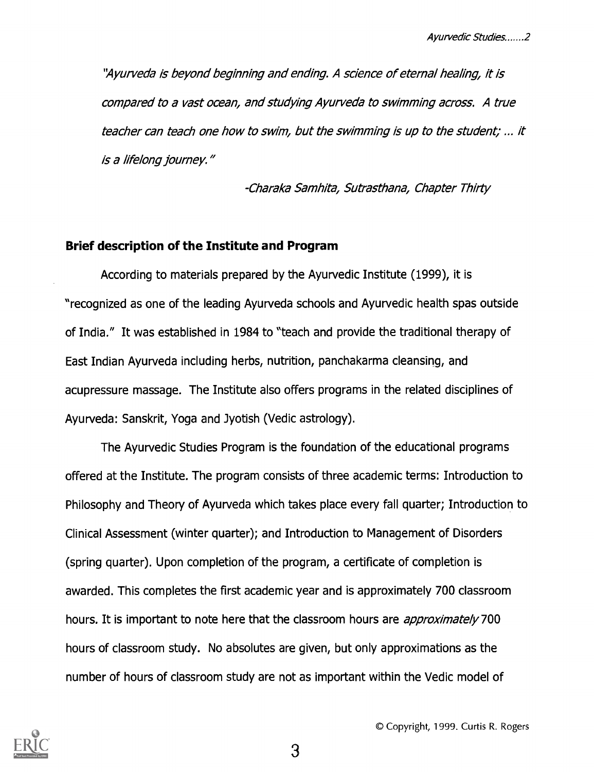*"Ayurveda is beyond beginning and ending. A science of eternal healing, it is compared to a vast ocean, and studying Ayurveda to swimming across. A true teacher can teach one how to swim, but the swimming is up to the student; ... it is a lifelong journey."*

*-Charaka Samhita, Sutrasthana, Chapter Thirty*

**Brief description of the Institute and Program**

According to materials prepared by the Ayurvedic Institute (1999), it is "recognized as one of the leading Ayurveda schools and Ayurvedic health spas outside of India." It was established in 1984 to "teach and provide the traditional therapy of East Indian Ayurveda including herbs, nutrition, panchakarma cleansing, and acupressure massage. The Institute also offers programs in the related disciplines of Ayurveda: Sanskrit, Yoga and Jyotish (Vedic astrology).

The Ayurvedic Studies Program is the foundation of the educational programs offered at the Institute. The program consists of three academic terms: Introduction to Philosophy and Theory of Ayurveda which takes place every fall quarter; Introduction to Clinical Assessment (winter quarter); and Introduction to Management of Disorders (spring quarter). Upon completion of the program, a certificate of completion is awarded. This completes the first academic year and is approximately 700 classroom hours. It is important to note here that the classroom hours are *approximately* 700 hours of classroom study. No absolutes are given, but only approximations as the number of hours of classroom study are not as important within the Vedic model of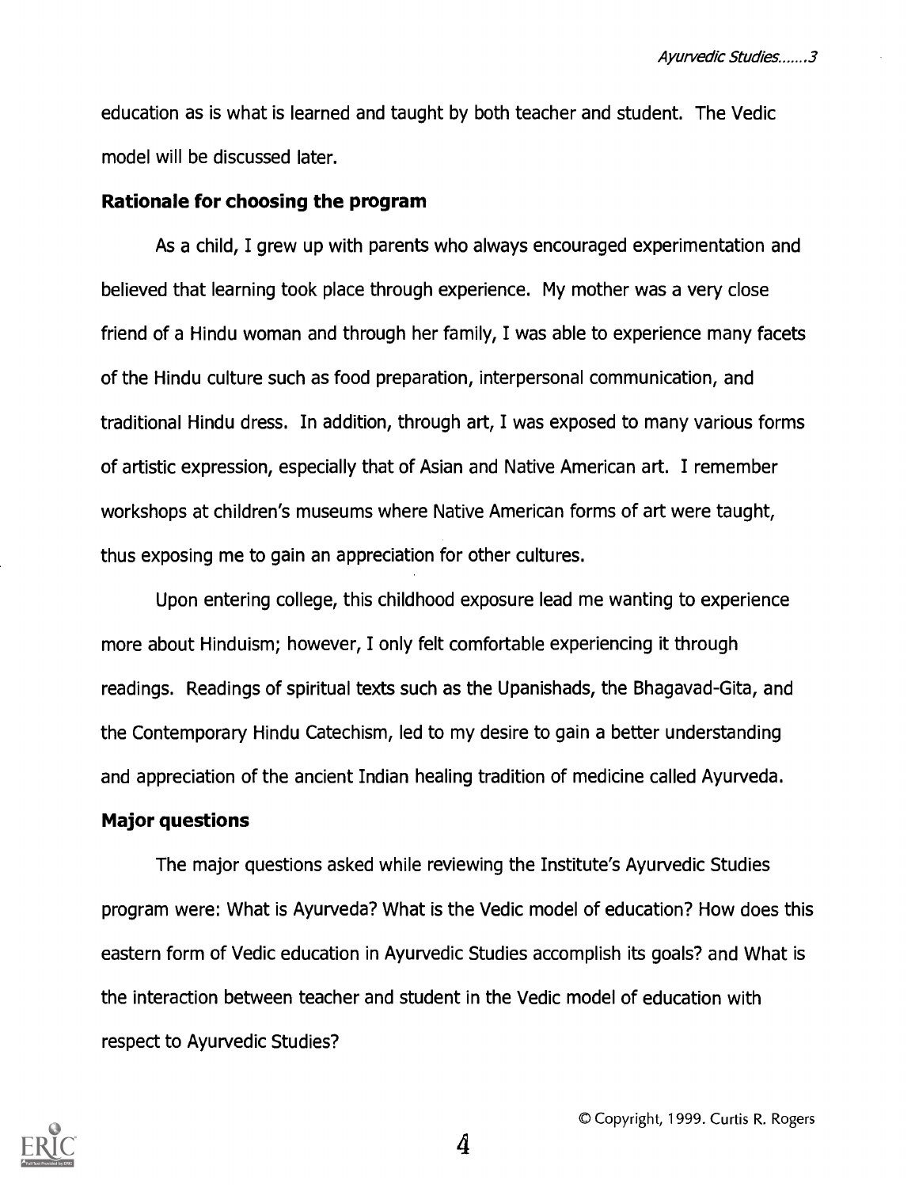education as is what is learned and taught by both teacher and student. The Vedic model will be discussed later.

**Rationale for choosing the program**

As a child, I grew up with parents who always encouraged experimentation and believed that learning took place through experience. My mother was a very close friend of a Hindu woman and through her family, I was able to experience many facets of the Hindu culture such as food preparation, interpersonal communication, and traditional Hindu dress. In addition, through art, I was exposed to many various forms of artistic expression, especially that of Asian and Native American art. I remember workshops at children's museums where Native American forms of art were taught, thus exposing me to gain an appreciation for other cultures.

Upon entering college, this childhood exposure lead me wanting to experience more about Hinduism; however, I only felt comfortable experiencing it through readings. Readings of spiritual texts such as the Upanishads, the Bhagavad-Gita, and the Contemporary Hindu Catechism, led to my desire to gain a better understanding and appreciation of the ancient Indian healing tradition of medicine called Ayurveda.

**Major questions**

The major questions asked while reviewing the Institute's Ayurvedic Studies program were: What is Ayurveda? What is the Vedic model of education? How does this eastern form of Vedic education in Ayurvedic Studies accomplish its goals? and What is the interaction between teacher and student in the Vedic model of education with respect to Ayurvedic Studies?

© Copyright, 1999. Curtis R. Rogers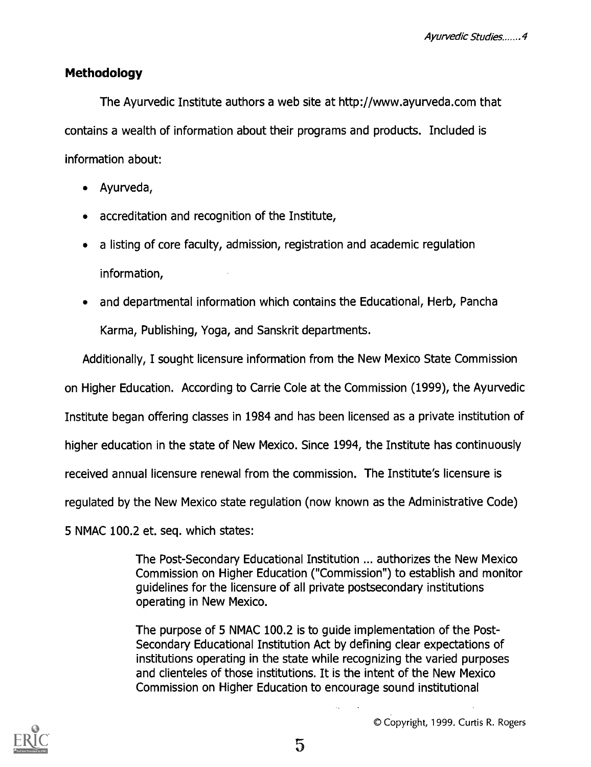## Methodology

The Ayurvedic Institute authors a web site at http://www.ayurveda.com that contains a wealth of information about their programs and products. Included is information about:

- Ayurveda,
- accreditation and recognition of the Institute,
- a listing of core faculty, admission, registration and academic regulation information,
- and departmental information which contains the Educational, Herb, Pancha Karma, Publishing, Yoga, and Sanskrit departments.

Additionally, I sought licensure information from the New Mexico State Commission on Higher Education. According to Carrie Cole at the Commission (1999), the Ayurvedic Institute began offering classes in 1984 and has been licensed as a private institution of higher education in the state of New Mexico. Since 1994, the Institute has continuously received annual licensure renewal from the commission. The Institute's licensure is regulated by the New Mexico state regulation (now known as the Administrative Code) 5 NMAC 100.2 et. seq. which states:

> The Post-Secondary Educational Institution ... authorizes the New Mexico Commission on Higher Education ("Commission") to establish and monitor guidelines for the licensure of all private postsecondary institutions operating in New Mexico.
>
> The purpose of 5 NMAC 100.2 is to guide implementation of the Post-Secondary Educational Institution Act by defining clear expectations of institutions operating in the state while recognizing the varied purposes and clienteles of those institutions. It is the intent of the New Mexico Commission on Higher Education to encourage sound institutional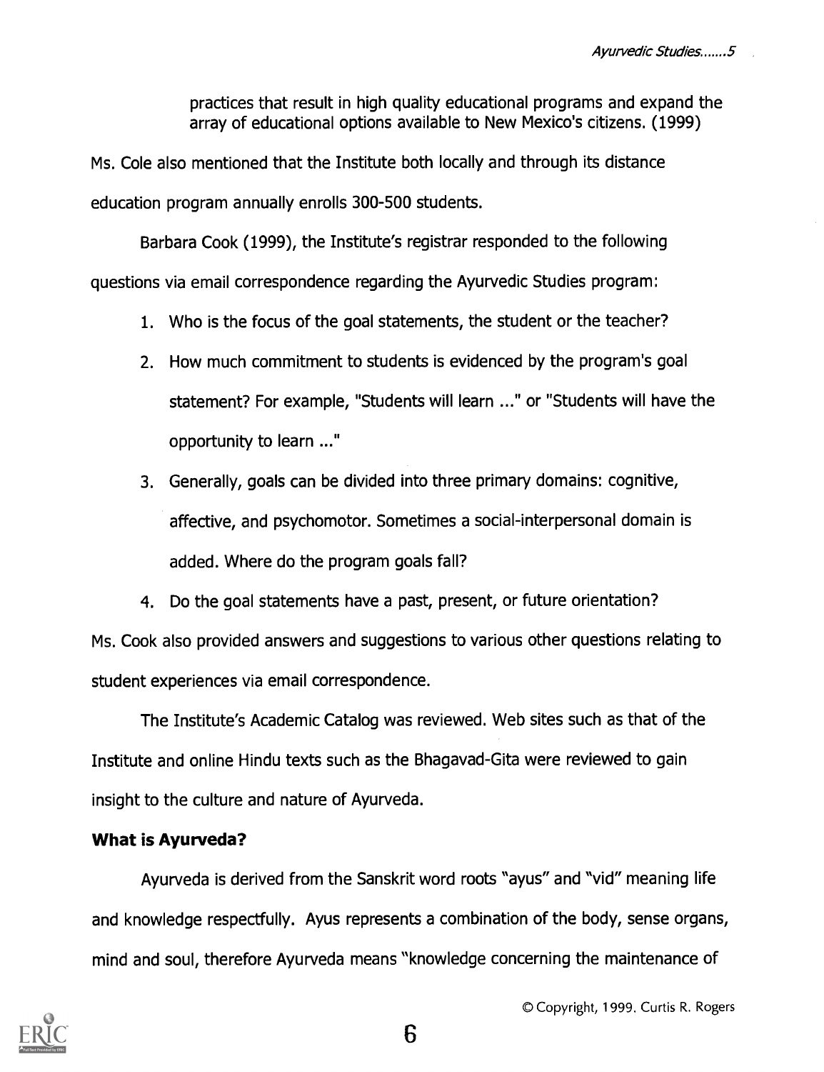> practices that result in high quality educational programs and expand the array of educational options available to New Mexico's citizens. (1999)

Ms. Cole also mentioned that the Institute both locally and through its distance education program annually enrolls 300-500 students.

Barbara Cook (1999), the Institute's registrar responded to the following questions via email correspondence regarding the Ayurvedic Studies program:

1. Who is the focus of the goal statements, the student or the teacher?
2. How much commitment to students is evidenced by the program's goal statement? For example, "Students will learn ..." or "Students will have the opportunity to learn ..."
3. Generally, goals can be divided into three primary domains: cognitive, affective, and psychomotor. Sometimes a social-interpersonal domain is added. Where do the program goals fall?
4. Do the goal statements have a past, present, or future orientation?

Ms. Cook also provided answers and suggestions to various other questions relating to student experiences via email correspondence.

The Institute's Academic Catalog was reviewed. Web sites such as that of the Institute and online Hindu texts such as the Bhagavad-Gita were reviewed to gain insight to the culture and nature of Ayurveda.

**What is Ayurveda?**

Ayurveda is derived from the Sanskrit word roots "ayus" and "vid" meaning life and knowledge respectfully. Ayus represents a combination of the body, sense organs, mind and soul, therefore Ayurveda means "knowledge concerning the maintenance of

© Copyright, 1999. Curtis R. Rogers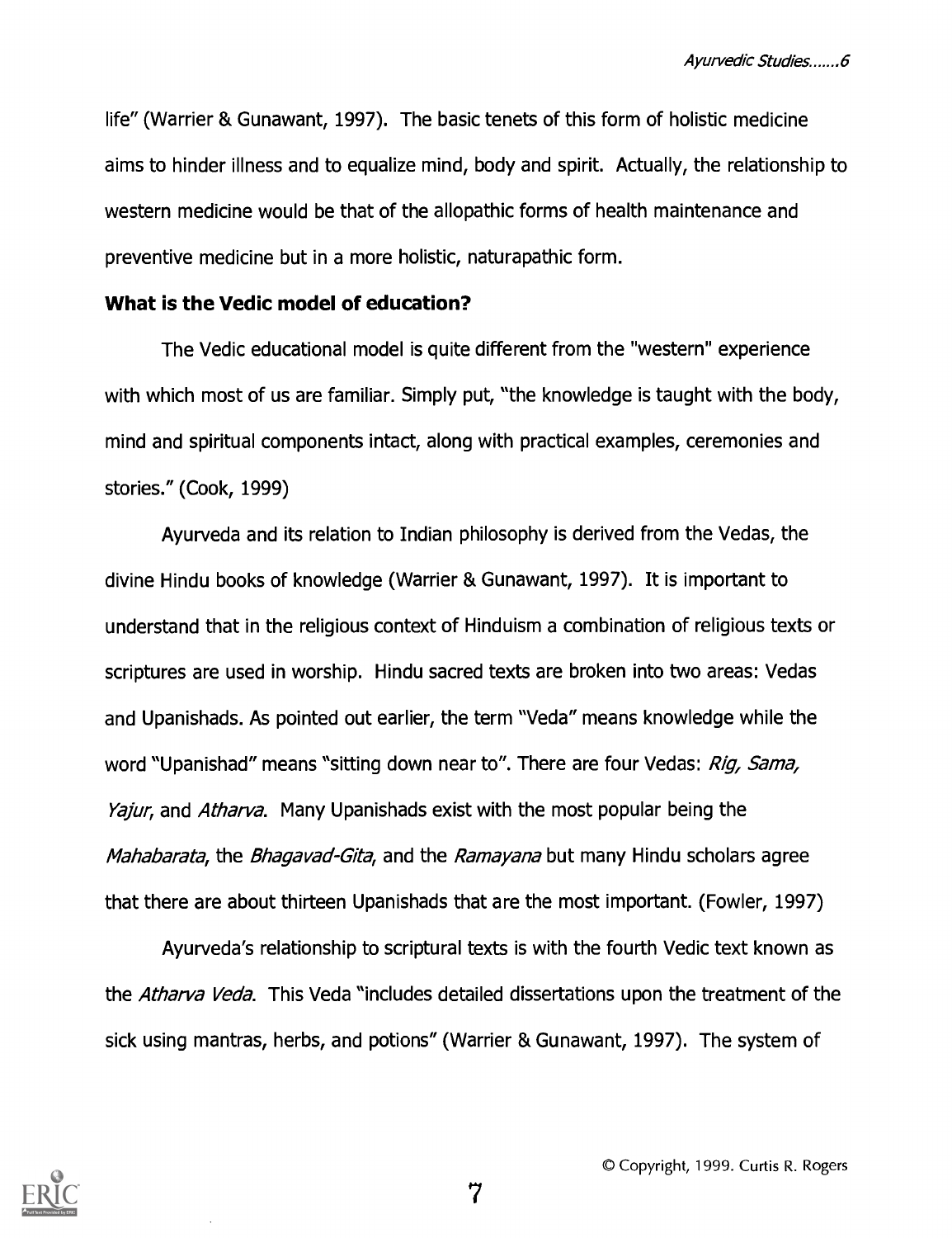life" (Warrier & Gunawant, 1997). The basic tenets of this form of holistic medicine aims to hinder illness and to equalize mind, body and spirit. Actually, the relationship to western medicine would be that of the allopathic forms of health maintenance and preventive medicine but in a more holistic, naturapathic form.

**What is the Vedic model of education?**

The Vedic educational model is quite different from the "western" experience with which most of us are familiar. Simply put, "the knowledge is taught with the body, mind and spiritual components intact, along with practical examples, ceremonies and stories." (Cook, 1999)

Ayurveda and its relation to Indian philosophy is derived from the Vedas, the divine Hindu books of knowledge (Warrier & Gunawant, 1997). It is important to understand that in the religious context of Hinduism a combination of religious texts or scriptures are used in worship. Hindu sacred texts are broken into two areas: Vedas and Upanishads. As pointed out earlier, the term "Veda" means knowledge while the word "Upanishad" means "sitting down near to". There are four Vedas: *Rig, Sama, Yajur*, and *Atharva*. Many Upanishads exist with the most popular being the *Mahabarata*, the *Bhagavad-Gita*, and the *Ramayana* but many Hindu scholars agree that there are about thirteen Upanishads that are the most important. (Fowler, 1997)

Ayurveda's relationship to scriptural texts is with the fourth Vedic text known as the *Atharva Veda*. This Veda "includes detailed dissertations upon the treatment of the sick using mantras, herbs, and potions" (Warrier & Gunawant, 1997). The system of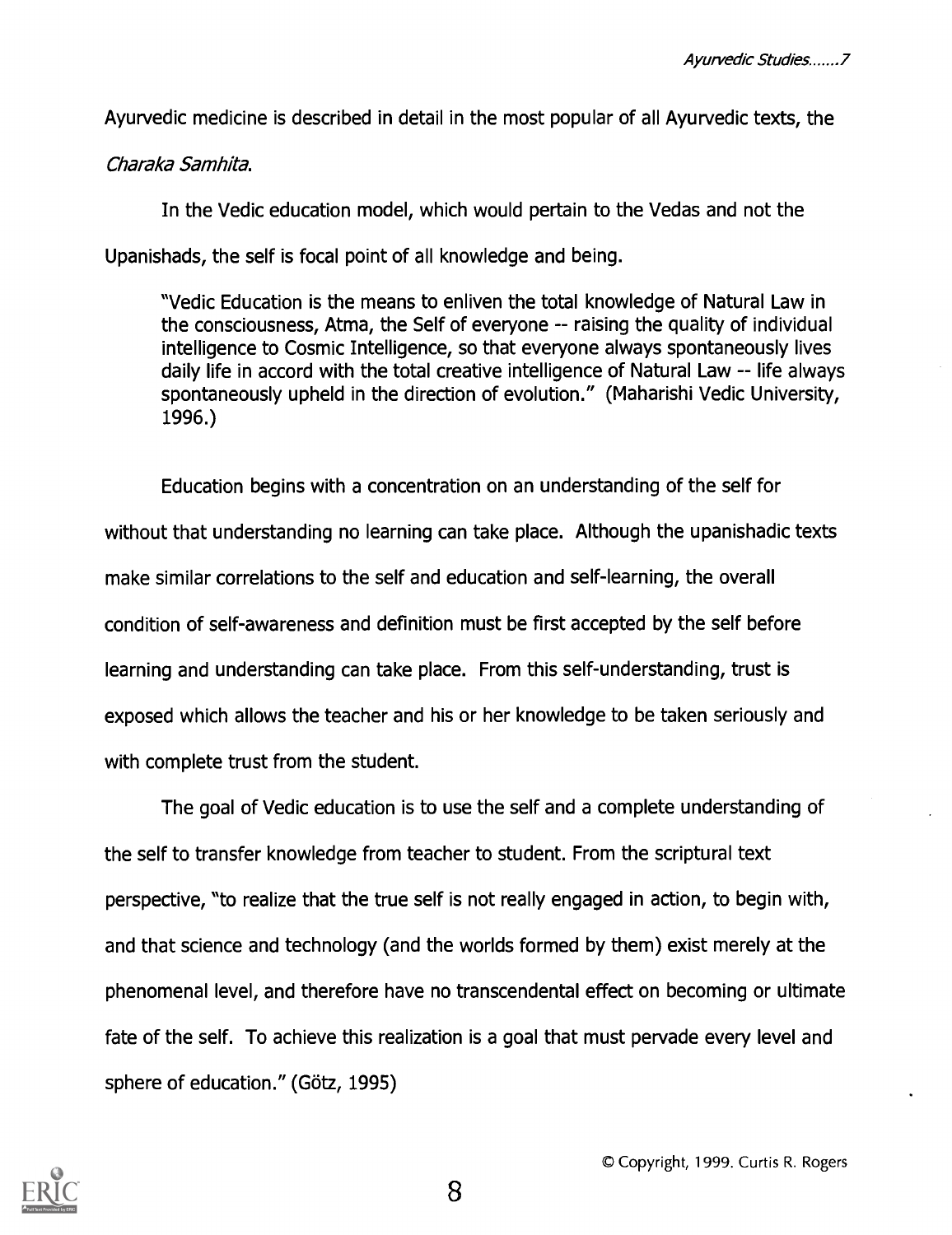Ayurvedic medicine is described in detail in the most popular of all Ayurvedic texts, the *Charaka Samhita*.

In the Vedic education model, which would pertain to the Vedas and not the Upanishads, the self is focal point of all knowledge and being.

> "Vedic Education is the means to enliven the total knowledge of Natural Law in the consciousness, Atma, the Self of everyone -- raising the quality of individual intelligence to Cosmic Intelligence, so that everyone always spontaneously lives daily life in accord with the total creative intelligence of Natural Law -- life always spontaneously upheld in the direction of evolution." (Maharishi Vedic University, 1996.)

Education begins with a concentration on an understanding of the self for without that understanding no learning can take place. Although the upanishadic texts make similar correlations to the self and education and self-learning, the overall condition of self-awareness and definition must be first accepted by the self before learning and understanding can take place. From this self-understanding, trust is exposed which allows the teacher and his or her knowledge to be taken seriously and with complete trust from the student.

The goal of Vedic education is to use the self and a complete understanding of the self to transfer knowledge from teacher to student. From the scriptural text perspective, "to realize that the true self is not really engaged in action, to begin with, and that science and technology (and the worlds formed by them) exist merely at the phenomenal level, and therefore have no transcendental effect on becoming or ultimate fate of the self. To achieve this realization is a goal that must pervade every level and sphere of education." (Götz, 1995)

© Copyright, 1999. Curtis R. Rogers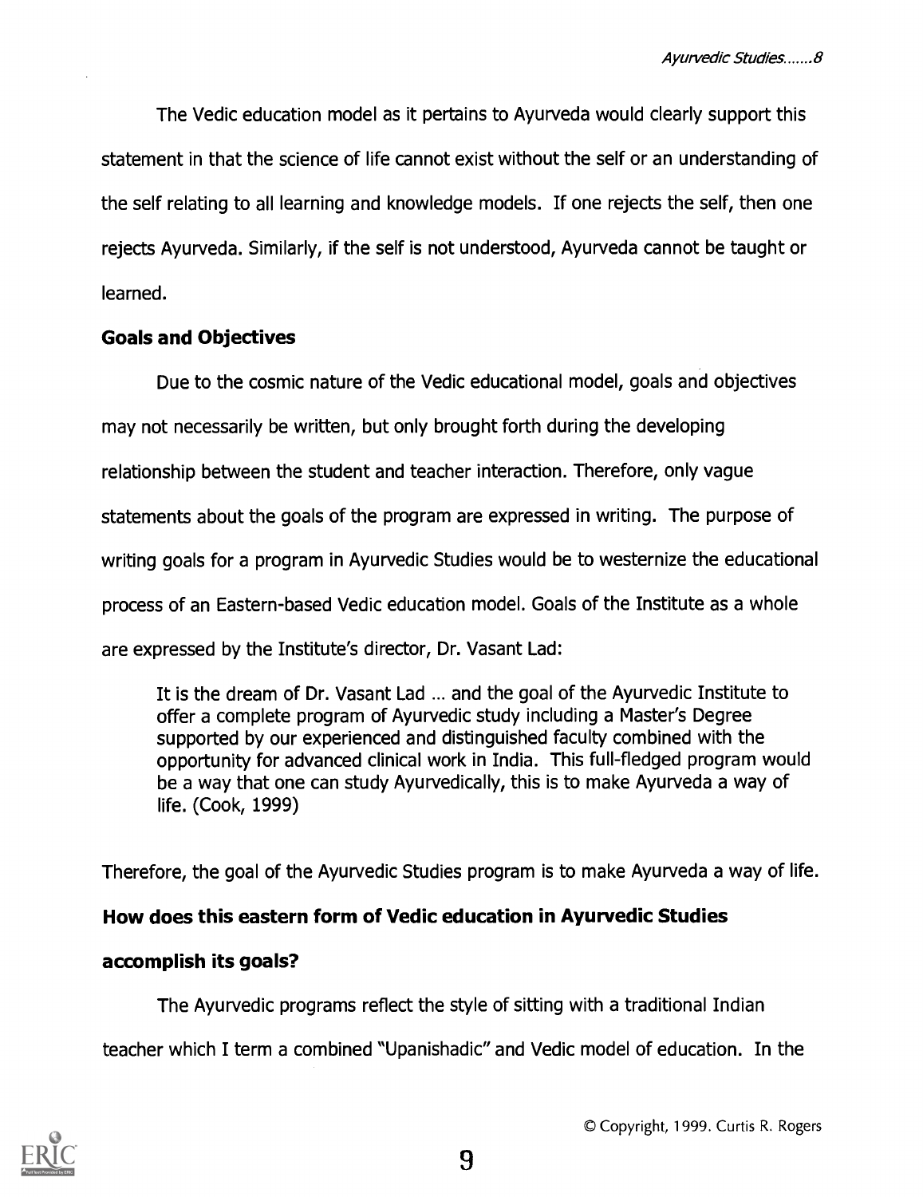The Vedic education model as it pertains to Ayurveda would clearly support this statement in that the science of life cannot exist without the self or an understanding of the self relating to all learning and knowledge models. If one rejects the self, then one rejects Ayurveda. Similarly, if the self is not understood, Ayurveda cannot be taught or learned.

**Goals and Objectives**

Due to the cosmic nature of the Vedic educational model, goals and objectives may not necessarily be written, but only brought forth during the developing relationship between the student and teacher interaction. Therefore, only vague statements about the goals of the program are expressed in writing. The purpose of writing goals for a program in Ayurvedic Studies would be to westernize the educational process of an Eastern-based Vedic education model. Goals of the Institute as a whole are expressed by the Institute's director, Dr. Vasant Lad:

> It is the dream of Dr. Vasant Lad ... and the goal of the Ayurvedic Institute to offer a complete program of Ayurvedic study including a Master's Degree supported by our experienced and distinguished faculty combined with the opportunity for advanced clinical work in India. This full-fledged program would be a way that one can study Ayurvedically, this is to make Ayurveda a way of life. (Cook, 1999)

Therefore, the goal of the Ayurvedic Studies program is to make Ayurveda a way of life.

**How does this eastern form of Vedic education in Ayurvedic Studies accomplish its goals?**

The Ayurvedic programs reflect the style of sitting with a traditional Indian teacher which I term a combined "Upanishadic" and Vedic model of education. In the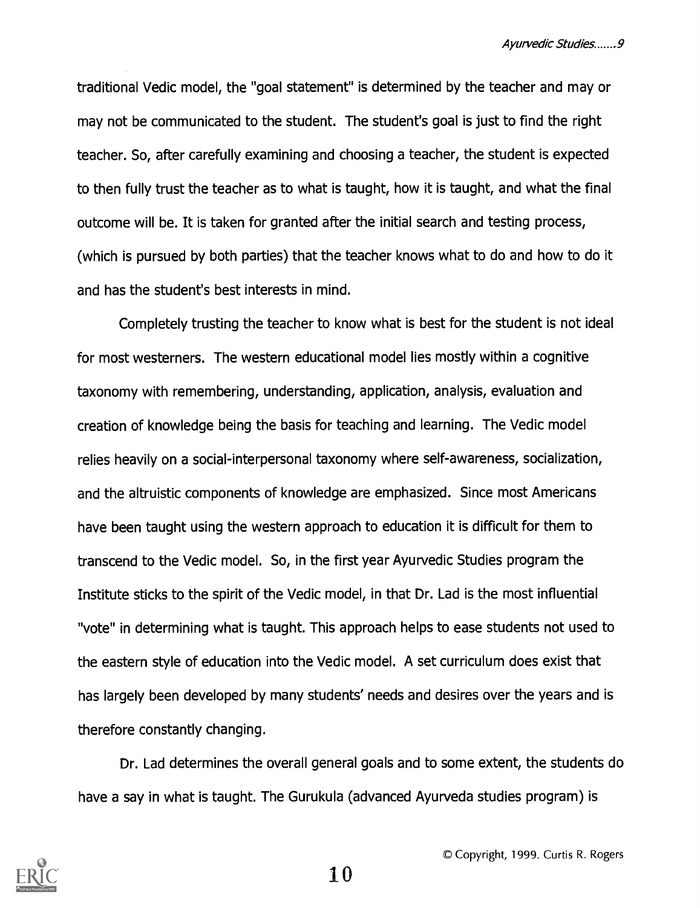traditional Vedic model, the "goal statement" is determined by the teacher and may or may not be communicated to the student. The student's goal is just to find the right teacher. So, after carefully examining and choosing a teacher, the student is expected to then fully trust the teacher as to what is taught, how it is taught, and what the final outcome will be. It is taken for granted after the initial search and testing process, (which is pursued by both parties) that the teacher knows what to do and how to do it and has the student's best interests in mind.

Completely trusting the teacher to know what is best for the student is not ideal for most westerners. The western educational model lies mostly within a cognitive taxonomy with remembering, understanding, application, analysis, evaluation and creation of knowledge being the basis for teaching and learning. The Vedic model relies heavily on a social-interpersonal taxonomy where self-awareness, socialization, and the altruistic components of knowledge are emphasized. Since most Americans have been taught using the western approach to education it is difficult for them to transcend to the Vedic model. So, in the first year Ayurvedic Studies program the Institute sticks to the spirit of the Vedic model, in that Dr. Lad is the most influential "vote" in determining what is taught. This approach helps to ease students not used to the eastern style of education into the Vedic model. A set curriculum does exist that has largely been developed by many students' needs and desires over the years and is therefore constantly changing.

Dr. Lad determines the overall general goals and to some extent, the students do have a say in what is taught. The Gurukula (advanced Ayurveda studies program) is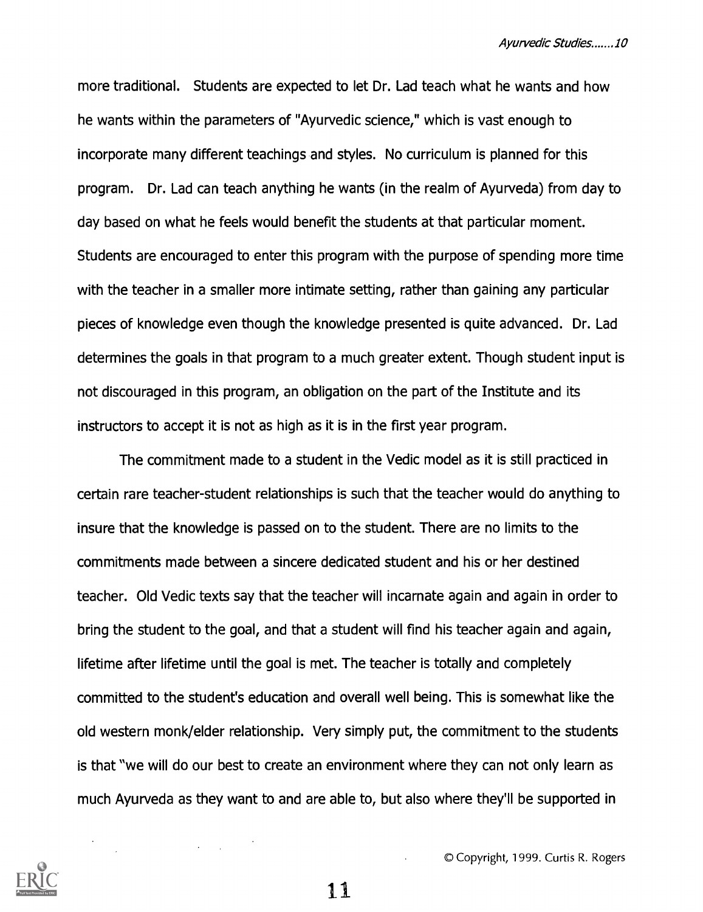more traditional. Students are expected to let Dr. Lad teach what he wants and how he wants within the parameters of "Ayurvedic science," which is vast enough to incorporate many different teachings and styles. No curriculum is planned for this program. Dr. Lad can teach anything he wants (in the realm of Ayurveda) from day to day based on what he feels would benefit the students at that particular moment. Students are encouraged to enter this program with the purpose of spending more time with the teacher in a smaller more intimate setting, rather than gaining any particular pieces of knowledge even though the knowledge presented is quite advanced. Dr. Lad determines the goals in that program to a much greater extent. Though student input is not discouraged in this program, an obligation on the part of the Institute and its instructors to accept it is not as high as it is in the first year program.

The commitment made to a student in the Vedic model as it is still practiced in certain rare teacher-student relationships is such that the teacher would do anything to insure that the knowledge is passed on to the student. There are no limits to the commitments made between a sincere dedicated student and his or her destined teacher. Old Vedic texts say that the teacher will incarnate again and again in order to bring the student to the goal, and that a student will find his teacher again and again, lifetime after lifetime until the goal is met. The teacher is totally and completely committed to the student's education and overall well being. This is somewhat like the old western monk/elder relationship. Very simply put, the commitment to the students is that "we will do our best to create an environment where they can not only learn as much Ayurveda as they want to and are able to, but also where they'll be supported in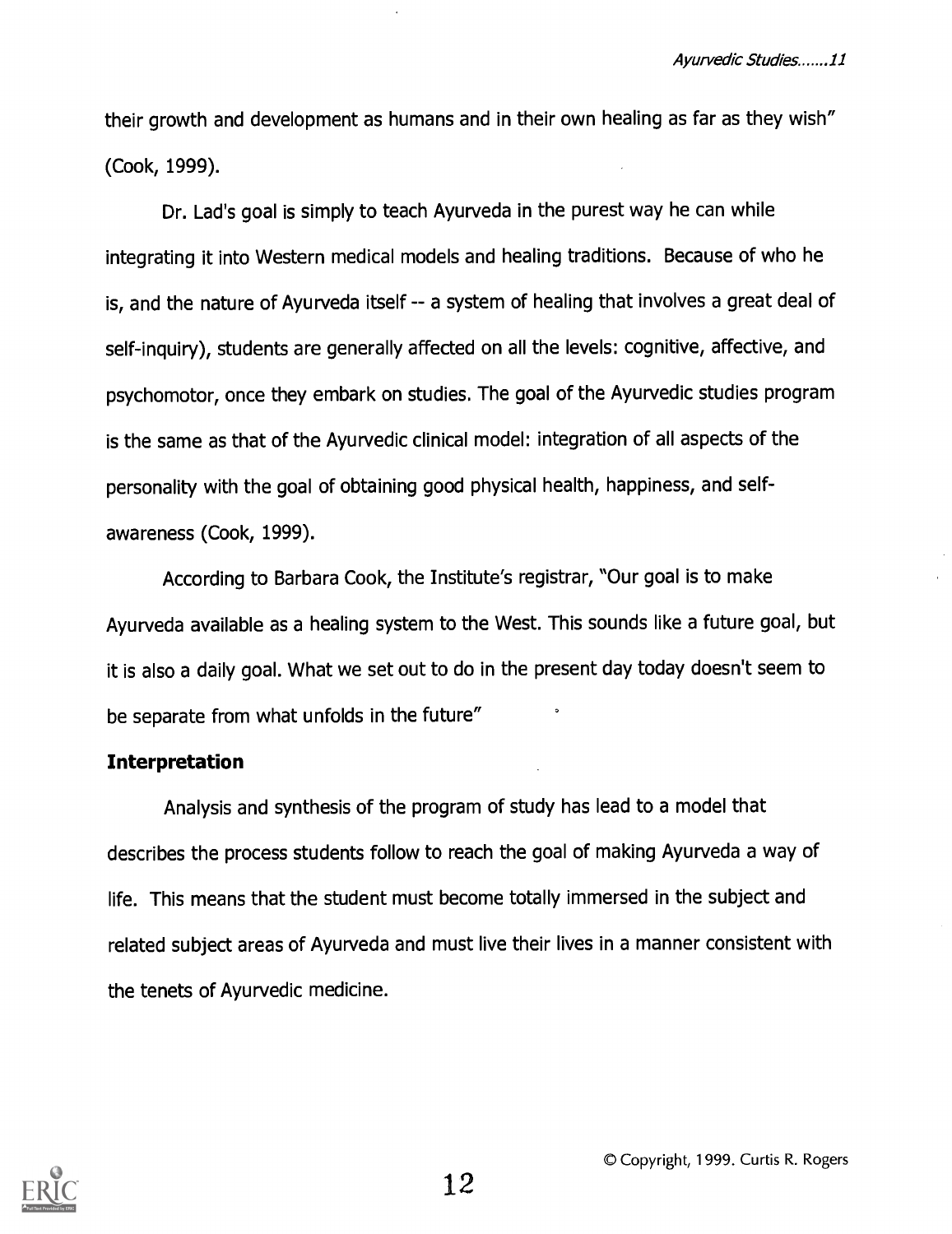their growth and development as humans and in their own healing as far as they wish" (Cook, 1999).

Dr. Lad's goal is simply to teach Ayurveda in the purest way he can while integrating it into Western medical models and healing traditions. Because of who he is, and the nature of Ayurveda itself -- a system of healing that involves a great deal of self-inquiry), students are generally affected on all the levels: cognitive, affective, and psychomotor, once they embark on studies. The goal of the Ayurvedic studies program is the same as that of the Ayurvedic clinical model: integration of all aspects of the personality with the goal of obtaining good physical health, happiness, and self-awareness (Cook, 1999).

According to Barbara Cook, the Institute's registrar, "Our goal is to make Ayurveda available as a healing system to the West. This sounds like a future goal, but it is also a daily goal. What we set out to do in the present day today doesn't seem to be separate from what unfolds in the future"

**Interpretation**

Analysis and synthesis of the program of study has lead to a model that describes the process students follow to reach the goal of making Ayurveda a way of life. This means that the student must become totally immersed in the subject and related subject areas of Ayurveda and must live their lives in a manner consistent with the tenets of Ayurvedic medicine.

© Copyright, 1999. Curtis R. Rogers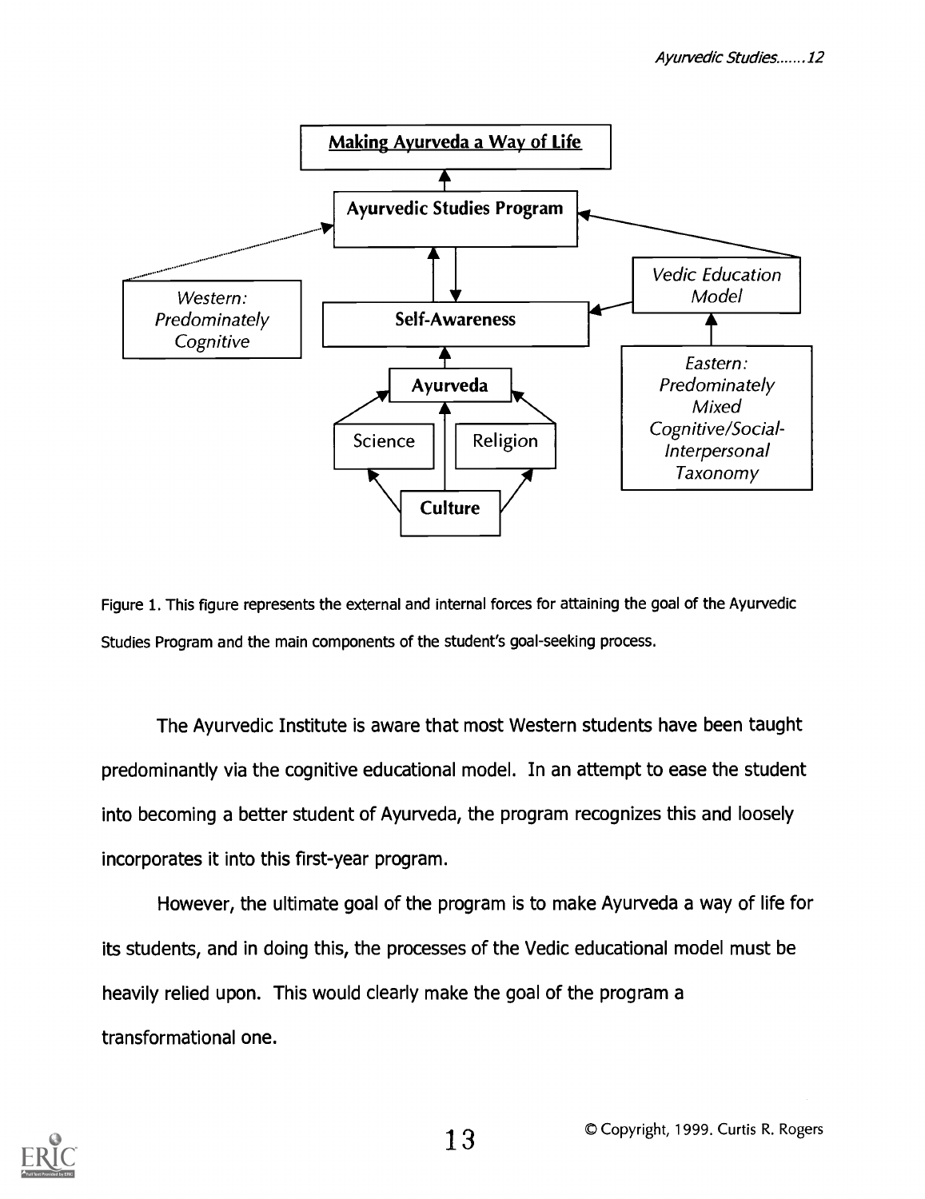Figure 1. This figure represents the external and internal forces for attaining the goal of the Ayurvedic Studies Program and the main components of the student's goal-seeking process.

The Ayurvedic Institute is aware that most Western students have been taught predominantly via the cognitive educational model. In an attempt to ease the student into becoming a better student of Ayurveda, the program recognizes this and loosely incorporates it into this first-year program.

However, the ultimate goal of the program is to make Ayurveda a way of life for its students, and in doing this, the processes of the Vedic educational model must be heavily relied upon. This would clearly make the goal of the program a transformational one.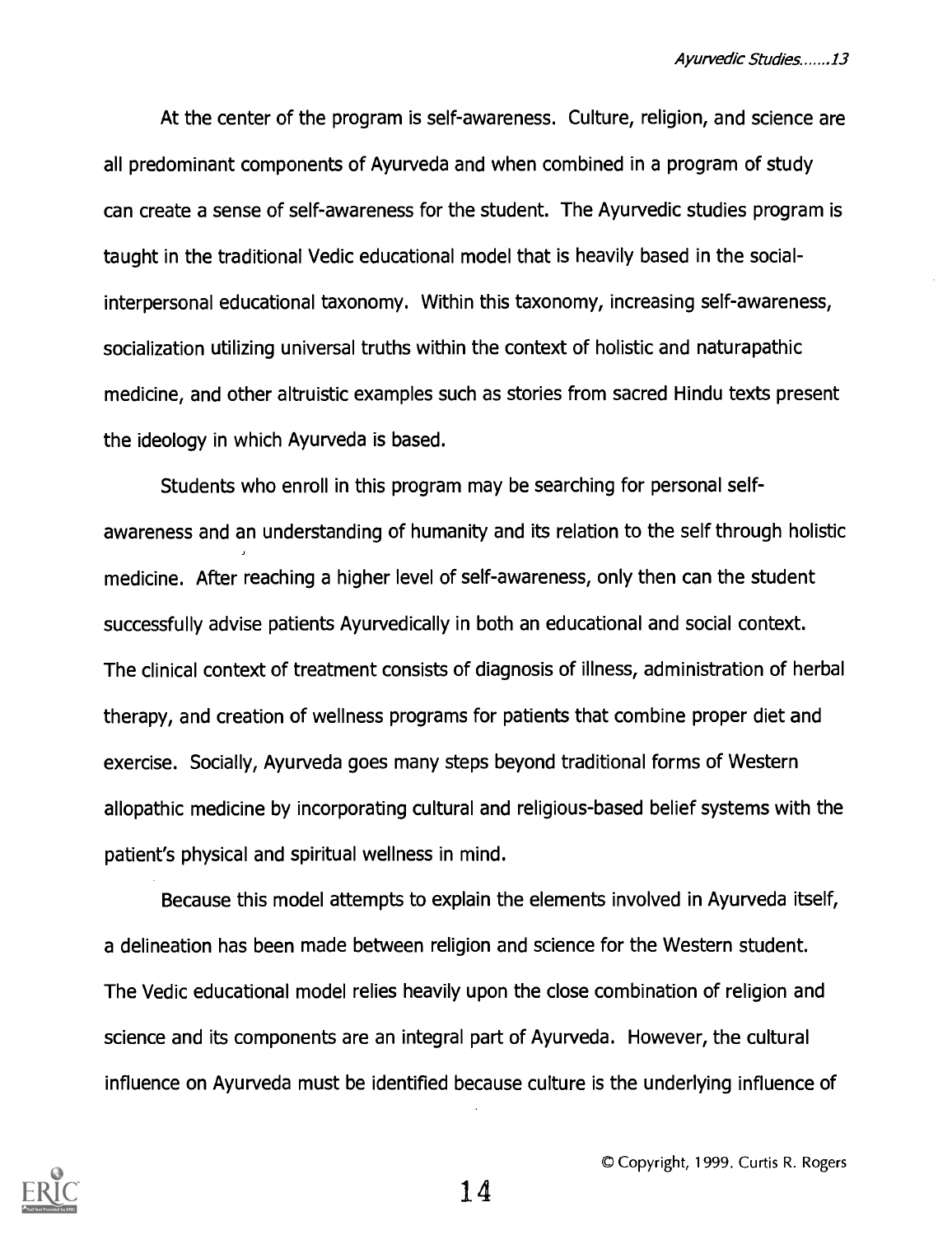At the center of the program is self-awareness. Culture, religion, and science are all predominant components of Ayurveda and when combined in a program of study can create a sense of self-awareness for the student. The Ayurvedic studies program is taught in the traditional Vedic educational model that is heavily based in the social-interpersonal educational taxonomy. Within this taxonomy, increasing self-awareness, socialization utilizing universal truths within the context of holistic and naturapathic medicine, and other altruistic examples such as stories from sacred Hindu texts present the ideology in which Ayurveda is based.

Students who enroll in this program may be searching for personal self-awareness and an understanding of humanity and its relation to the self through holistic medicine. After reaching a higher level of self-awareness, only then can the student successfully advise patients Ayurvedically in both an educational and social context. The clinical context of treatment consists of diagnosis of illness, administration of herbal therapy, and creation of wellness programs for patients that combine proper diet and exercise. Socially, Ayurveda goes many steps beyond traditional forms of Western allopathic medicine by incorporating cultural and religious-based belief systems with the patient's physical and spiritual wellness in mind.

Because this model attempts to explain the elements involved in Ayurveda itself, a delineation has been made between religion and science for the Western student. The Vedic educational model relies heavily upon the close combination of religion and science and its components are an integral part of Ayurveda. However, the cultural influence on Ayurveda must be identified because culture is the underlying influence of

© Copyright, 1999. Curtis R. Rogers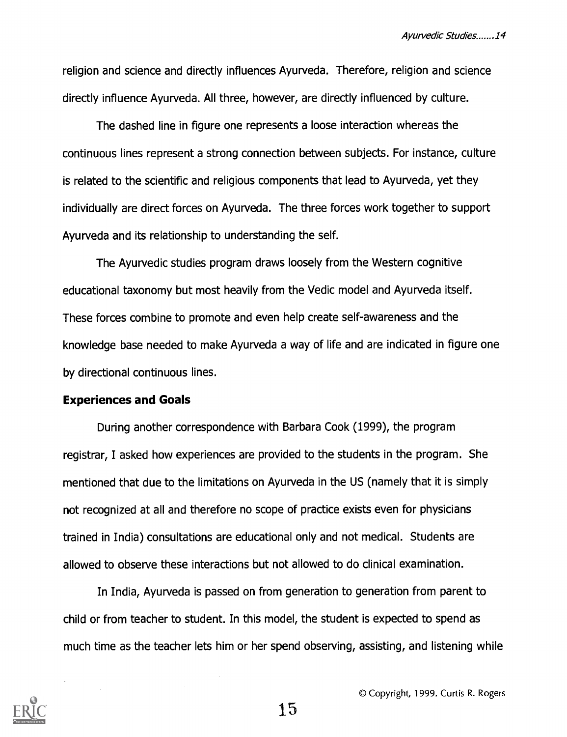religion and science and directly influences Ayurveda. Therefore, religion and science directly influence Ayurveda. All three, however, are directly influenced by culture.

The dashed line in figure one represents a loose interaction whereas the continuous lines represent a strong connection between subjects. For instance, culture is related to the scientific and religious components that lead to Ayurveda, yet they individually are direct forces on Ayurveda. The three forces work together to support Ayurveda and its relationship to understanding the self.

The Ayurvedic studies program draws loosely from the Western cognitive educational taxonomy but most heavily from the Vedic model and Ayurveda itself. These forces combine to promote and even help create self-awareness and the knowledge base needed to make Ayurveda a way of life and are indicated in figure one by directional continuous lines.

**Experiences and Goals**

During another correspondence with Barbara Cook (1999), the program registrar, I asked how experiences are provided to the students in the program. She mentioned that due to the limitations on Ayurveda in the US (namely that it is simply not recognized at all and therefore no scope of practice exists even for physicians trained in India) consultations are educational only and not medical. Students are allowed to observe these interactions but not allowed to do clinical examination.

In India, Ayurveda is passed on from generation to generation from parent to child or from teacher to student. In this model, the student is expected to spend as much time as the teacher lets him or her spend observing, assisting, and listening while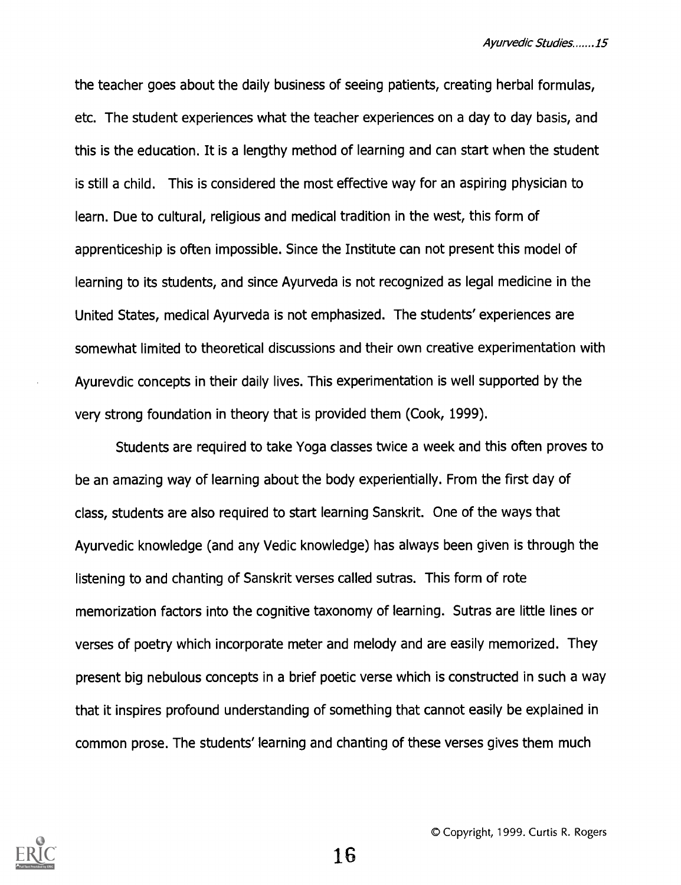the teacher goes about the daily business of seeing patients, creating herbal formulas, etc. The student experiences what the teacher experiences on a day to day basis, and this is the education. It is a lengthy method of learning and can start when the student is still a child. This is considered the most effective way for an aspiring physician to learn. Due to cultural, religious and medical tradition in the west, this form of apprenticeship is often impossible. Since the Institute can not present this model of learning to its students, and since Ayurveda is not recognized as legal medicine in the United States, medical Ayurveda is not emphasized. The students' experiences are somewhat limited to theoretical discussions and their own creative experimentation with Ayurevdic concepts in their daily lives. This experimentation is well supported by the very strong foundation in theory that is provided them (Cook, 1999).

Students are required to take Yoga classes twice a week and this often proves to be an amazing way of learning about the body experientially. From the first day of class, students are also required to start learning Sanskrit. One of the ways that Ayurvedic knowledge (and any Vedic knowledge) has always been given is through the listening to and chanting of Sanskrit verses called sutras. This form of rote memorization factors into the cognitive taxonomy of learning. Sutras are little lines or verses of poetry which incorporate meter and melody and are easily memorized. They present big nebulous concepts in a brief poetic verse which is constructed in such a way that it inspires profound understanding of something that cannot easily be explained in common prose. The students' learning and chanting of these verses gives them much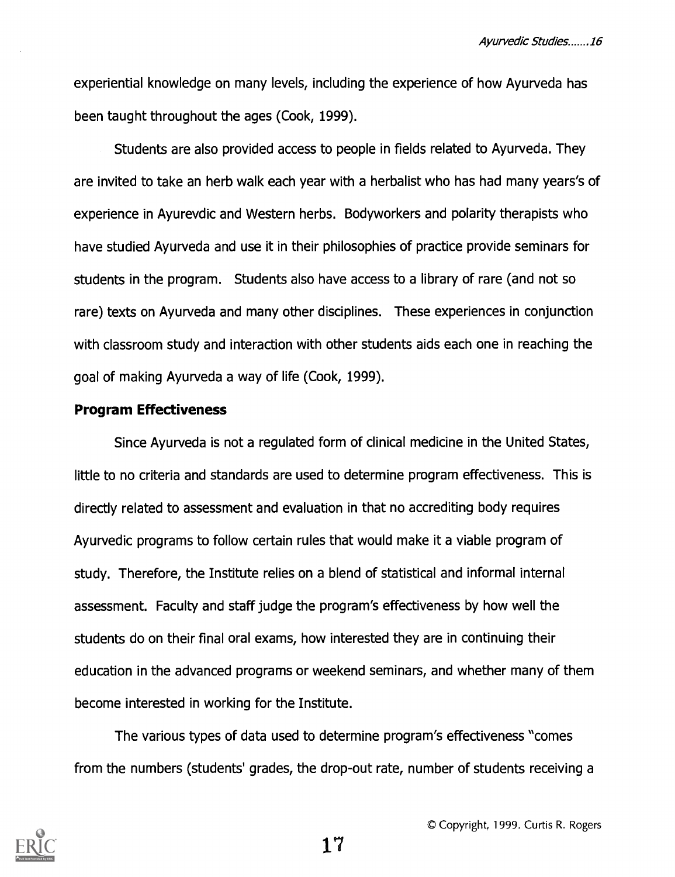experiential knowledge on many levels, including the experience of how Ayurveda has been taught throughout the ages (Cook, 1999).

Students are also provided access to people in fields related to Ayurveda. They are invited to take an herb walk each year with a herbalist who has had many years's of experience in Ayurevdic and Western herbs. Bodyworkers and polarity therapists who have studied Ayurveda and use it in their philosophies of practice provide seminars for students in the program. Students also have access to a library of rare (and not so rare) texts on Ayurveda and many other disciplines. These experiences in conjunction with classroom study and interaction with other students aids each one in reaching the goal of making Ayurveda a way of life (Cook, 1999).

**Program Effectiveness**

Since Ayurveda is not a regulated form of clinical medicine in the United States, little to no criteria and standards are used to determine program effectiveness. This is directly related to assessment and evaluation in that no accrediting body requires Ayurvedic programs to follow certain rules that would make it a viable program of study. Therefore, the Institute relies on a blend of statistical and informal internal assessment. Faculty and staff judge the program's effectiveness by how well the students do on their final oral exams, how interested they are in continuing their education in the advanced programs or weekend seminars, and whether many of them become interested in working for the Institute.

The various types of data used to determine program's effectiveness "comes from the numbers (students' grades, the drop-out rate, number of students receiving a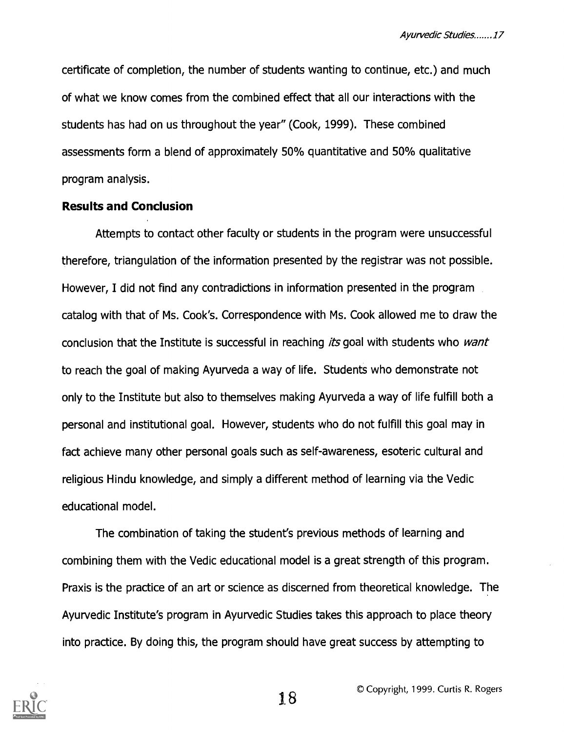certificate of completion, the number of students wanting to continue, etc.) and much of what we know comes from the combined effect that all our interactions with the students has had on us throughout the year" (Cook, 1999). These combined assessments form a blend of approximately 50% quantitative and 50% qualitative program analysis.

**Results and Conclusion**

Attempts to contact other faculty or students in the program were unsuccessful therefore, triangulation of the information presented by the registrar was not possible. However, I did not find any contradictions in information presented in the program catalog with that of Ms. Cook's. Correspondence with Ms. Cook allowed me to draw the conclusion that the Institute is successful in reaching *its* goal with students who *want* to reach the goal of making Ayurveda a way of life. Students who demonstrate not only to the Institute but also to themselves making Ayurveda a way of life fulfill both a personal and institutional goal. However, students who do not fulfill this goal may in fact achieve many other personal goals such as self-awareness, esoteric cultural and religious Hindu knowledge, and simply a different method of learning via the Vedic educational model.

The combination of taking the student's previous methods of learning and combining them with the Vedic educational model is a great strength of this program. Praxis is the practice of an art or science as discerned from theoretical knowledge. The Ayurvedic Institute's program in Ayurvedic Studies takes this approach to place theory into practice. By doing this, the program should have great success by attempting to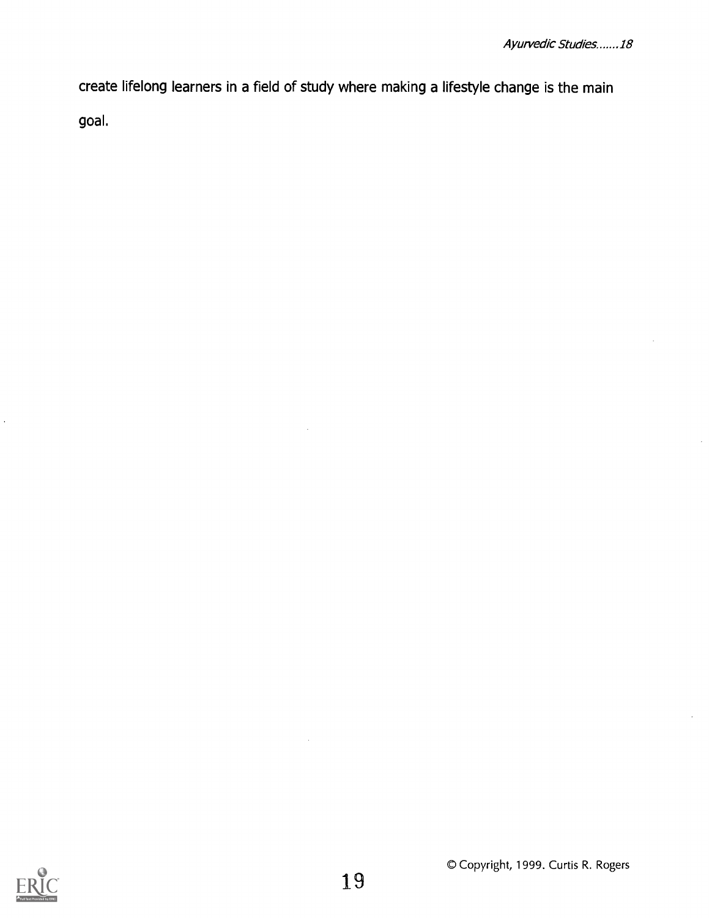create lifelong learners in a field of study where making a lifestyle change is the main goal.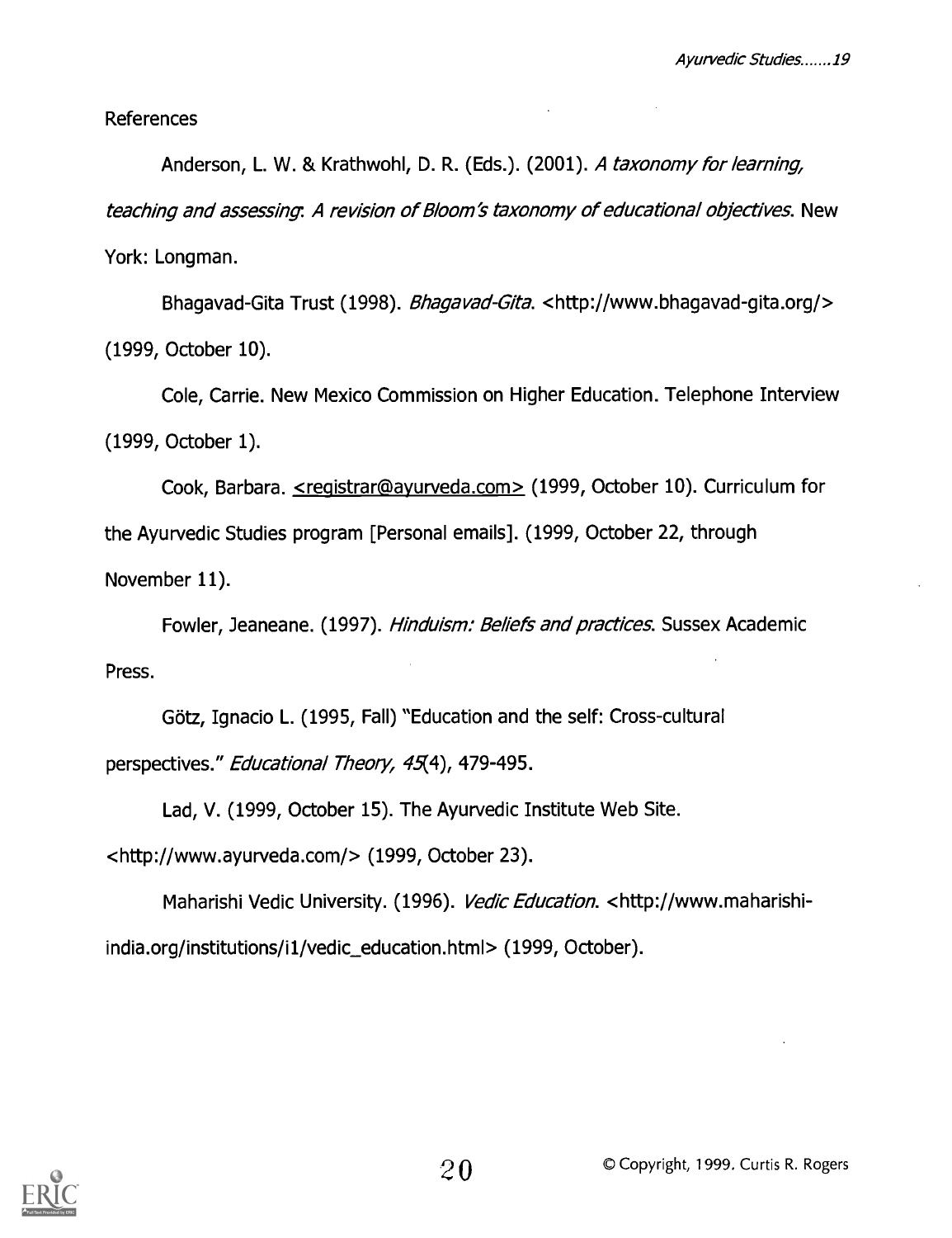References

Anderson, L. W. & Krathwohl, D. R. (Eds.). (2001). *A taxonomy for learning, teaching and assessing: A revision of Bloom's taxonomy of educational objectives.* New York: Longman.

Bhagavad-Gita Trust (1998). *Bhagavad-Gita.* <http://www.bhagavad-gita.org/> (1999, October 10).

Cole, Carrie. New Mexico Commission on Higher Education. Telephone Interview (1999, October 1).

Cook, Barbara. <registrar@ayurveda.com> (1999, October 10). Curriculum for the Ayurvedic Studies program [Personal emails]. (1999, October 22, through November 11).

Fowler, Jeaneane. (1997). *Hinduism: Beliefs and practices.* Sussex Academic Press.

Götz, Ignacio L. (1995, Fall) "Education and the self: Cross-cultural perspectives." *Educational Theory, 45*(4), 479-495.

Lad, V. (1999, October 15). The Ayurvedic Institute Web Site. <http://www.ayurveda.com/> (1999, October 23).

Maharishi Vedic University. (1996). *Vedic Education.* <http://www.maharishi-india.org/institutions/i1/vedic_education.html> (1999, October).

© Copyright, 1999. Curtis R. Rogers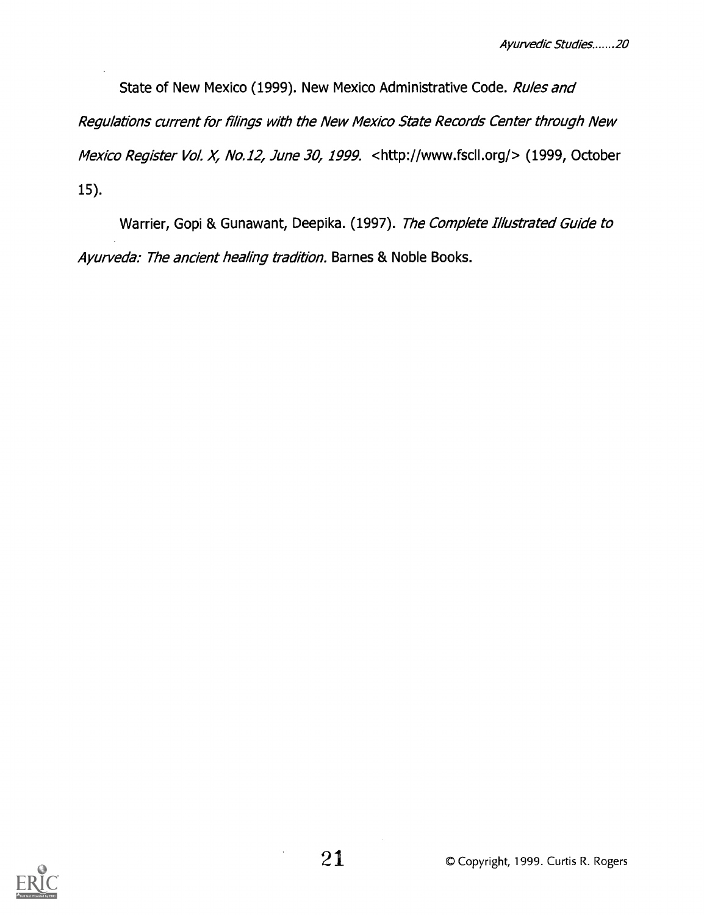State of New Mexico (1999). New Mexico Administrative Code. *Rules and Regulations current for filings with the New Mexico State Records Center through New Mexico Register Vol. X, No.12, June 30, 1999.* <http://www.fscll.org/> (1999, October 15).

Warrier, Gopi & Gunawant, Deepika. (1997). *The Complete Illustrated Guide to Ayurveda: The ancient healing tradition.* Barnes & Noble Books.

© Copyright, 1999. Curtis R. Rogers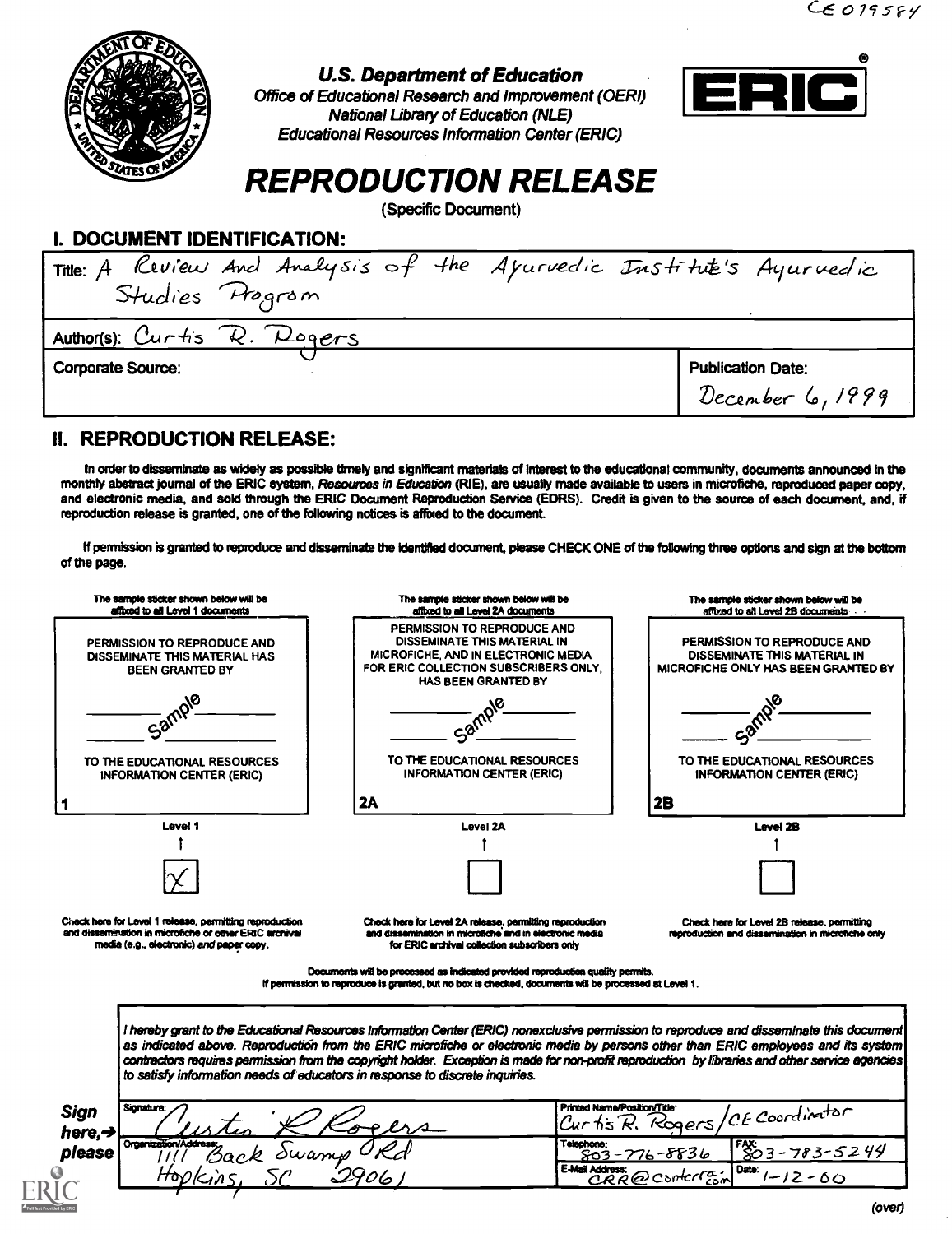CE 079584

**U.S. Department of Education**
*Office of Educational Research and Improvement (OERI)*
*National Library of Education (NLE)*
*Educational Resources Information Center (ERIC)*

ERIC®

# REPRODUCTION RELEASE

(Specific Document)

## I. DOCUMENT IDENTIFICATION:

| | |
|---|---|
| Title: A Review And Analysis of the Ayurvedic Institute's Ayurvedic Studies Program | |
| Author(s): Curtis R. Rogers | |
| Corporate Source: | Publication Date: December 6, 1999 |

## II. REPRODUCTION RELEASE:

In order to disseminate as widely as possible timely and significant materials of interest to the educational community, documents announced in the monthly abstract journal of the ERIC system, *Resources in Education* (RIE), are usually made available to users in microfiche, reproduced paper copy, and electronic media, and sold through the ERIC Document Reproduction Service (EDRS). Credit is given to the source of each document, and, if reproduction release is granted, one of the following notices is affixed to the document.

If permission is granted to reproduce and disseminate the identified document, please CHECK ONE of the following three options and sign at the bottom of the page.

| The sample sticker shown below will be affixed to all Level 1 documents | The sample sticker shown below will be affixed to all Level 2A documents | The sample sticker shown below will be affixed to all Level 2B documents |
|---|---|---|
| PERMISSION TO REPRODUCE AND DISSEMINATE THIS MATERIAL HAS BEEN GRANTED BY ______ Sample ______ TO THE EDUCATIONAL RESOURCES INFORMATION CENTER (ERIC) | PERMISSION TO REPRODUCE AND DISSEMINATE THIS MATERIAL IN MICROFICHE, AND IN ELECTRONIC MEDIA FOR ERIC COLLECTION SUBSCRIBERS ONLY, HAS BEEN GRANTED BY ______ Sample ______ TO THE EDUCATIONAL RESOURCES INFORMATION CENTER (ERIC) | PERMISSION TO REPRODUCE AND DISSEMINATE THIS MATERIAL IN MICROFICHE ONLY HAS BEEN GRANTED BY ______ Sample ______ TO THE EDUCATIONAL RESOURCES INFORMATION CENTER (ERIC) |
| 1 | 2A | 2B |
| Level 1 | Level 2A | Level 2B |
| [X] | [ ] | [ ] |
| Check here for Level 1 release, permitting reproduction and dissemination in microfiche or other ERIC archival media (e.g., electronic) *and* paper copy. | Check here for Level 2A release, permitting reproduction and dissemination in microfiche and in electronic media for ERIC archival collection subscribers only | Check here for Level 2B release, permitting reproduction and dissemination in microfiche only |

Documents will be processed as indicated provided reproduction quality permits.
If permission to reproduce is granted, but no box is checked, documents will be processed at Level 1.

*I hereby grant to the Educational Resources Information Center (ERIC) nonexclusive permission to reproduce and disseminate this document as indicated above. Reproduction from the ERIC microfiche or electronic media by persons other than ERIC employees and its system contractors requires permission from the copyright holder. Exception is made for non-profit reproduction by libraries and other service agencies to satisfy information needs of educators in response to discrete inquiries.*

**Sign here, → please**

| | | |
|---|---|---|
| Signature: Curtis R Rogers | Printed Name/Position/Title: Curtis R. Rogers / CE Coordinator | |
| Organization/Address: 1111 Back Swamp Rd Hopkins, SC 29061 | Telephone: 803-776-8836 | FAX: 803-783-5244 |
| | E-Mail Address: CRR@conterra.com | Date: 1-12-00 |

(over)